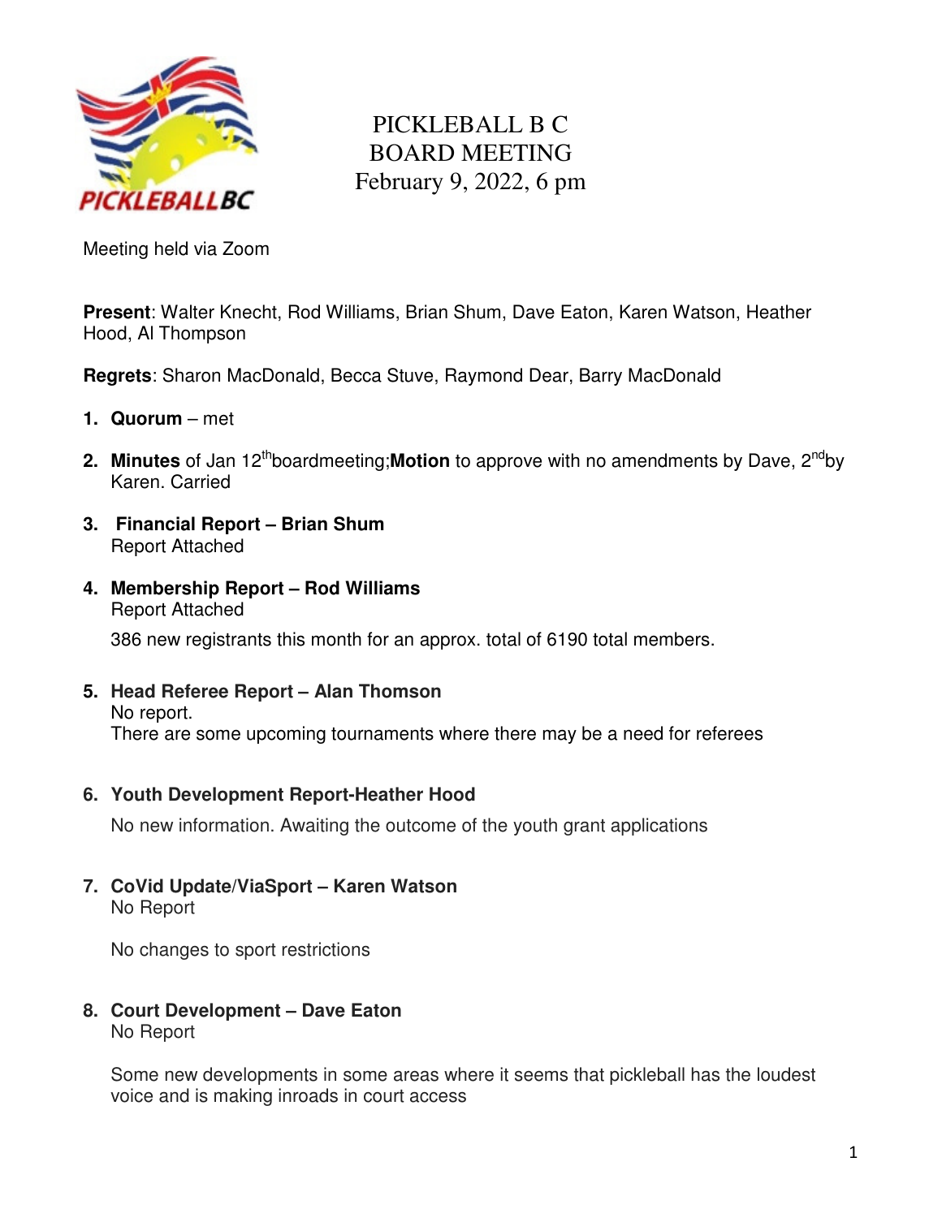# PICKLEBALL B C
# BOARD MEETING
## February 9, 2022, 6 pm

Meeting held via Zoom

**Present**: Walter Knecht, Rod Williams, Brian Shum, Dave Eaton, Karen Watson, Heather Hood, Al Thompson

**Regrets**: Sharon MacDonald, Becca Stuve, Raymond Dear, Barry MacDonald

1. **Quorum** – met

2. **Minutes** of Jan 12th boardmeeting;**Motion** to approve with no amendments by Dave, 2nd by Karen. Carried

3. **Financial Report – Brian Shum**
   Report Attached

4. **Membership Report – Rod Williams**
   Report Attached

   386 new registrants this month for an approx. total of 6190 total members.

5. **Head Referee Report – Alan Thomson**
   No report.
   There are some upcoming tournaments where there may be a need for referees

6. **Youth Development Report-Heather Hood**

   No new information. Awaiting the outcome of the youth grant applications

7. **CoVid Update/ViaSport – Karen Watson**
   No Report

   No changes to sport restrictions

8. **Court Development – Dave Eaton**
   No Report

   Some new developments in some areas where it seems that pickleball has the loudest voice and is making inroads in court access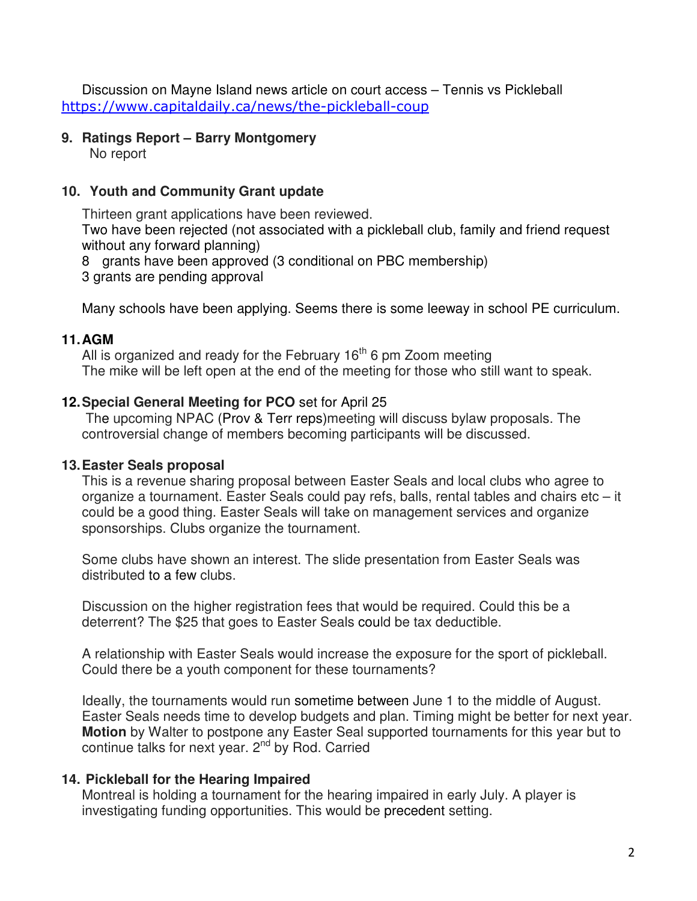Discussion on Mayne Island news article on court access – Tennis vs Pickleball
https://www.capitaldaily.ca/news/the-pickleball-coup

**9. Ratings Report – Barry Montgomery**

No report

**10. Youth and Community Grant update**

Thirteen grant applications have been reviewed.
Two have been rejected (not associated with a pickleball club, family and friend request without any forward planning)
8 grants have been approved (3 conditional on PBC membership)
3 grants are pending approval

Many schools have been applying. Seems there is some leeway in school PE curriculum.

**11. AGM**

All is organized and ready for the February 16th 6 pm Zoom meeting
The mike will be left open at the end of the meeting for those who still want to speak.

**12. Special General Meeting for PCO** set for April 25

The upcoming NPAC (Prov & Terr reps)meeting will discuss bylaw proposals. The controversial change of members becoming participants will be discussed.

**13. Easter Seals proposal**

This is a revenue sharing proposal between Easter Seals and local clubs who agree to organize a tournament. Easter Seals could pay refs, balls, rental tables and chairs etc – it could be a good thing. Easter Seals will take on management services and organize sponsorships. Clubs organize the tournament.

Some clubs have shown an interest. The slide presentation from Easter Seals was distributed to a few clubs.

Discussion on the higher registration fees that would be required. Could this be a deterrent? The $25 that goes to Easter Seals could be tax deductible.

A relationship with Easter Seals would increase the exposure for the sport of pickleball. Could there be a youth component for these tournaments?

Ideally, the tournaments would run sometime between June 1 to the middle of August. Easter Seals needs time to develop budgets and plan. Timing might be better for next year. **Motion** by Walter to postpone any Easter Seal supported tournaments for this year but to continue talks for next year. 2nd by Rod. Carried

**14. Pickleball for the Hearing Impaired**

Montreal is holding a tournament for the hearing impaired in early July. A player is investigating funding opportunities. This would be precedent setting.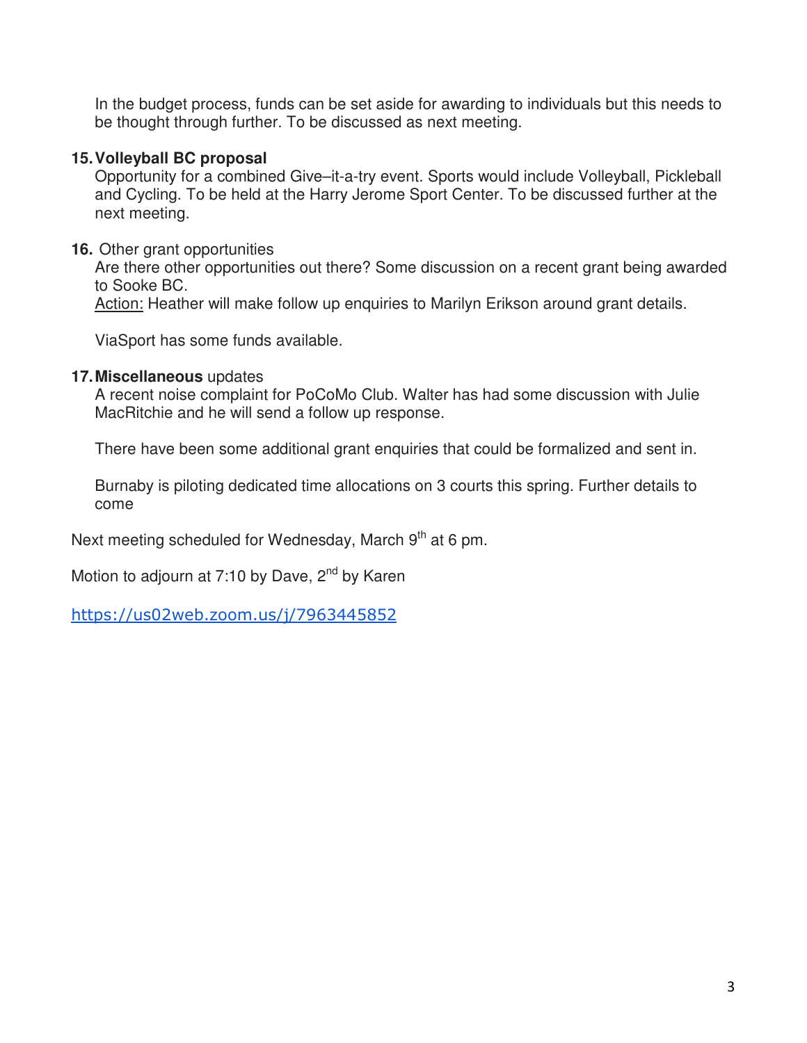In the budget process, funds can be set aside for awarding to individuals but this needs to be thought through further. To be discussed as next meeting.

15. **Volleyball BC proposal**
    Opportunity for a combined Give–it-a-try event. Sports would include Volleyball, Pickleball and Cycling. To be held at the Harry Jerome Sport Center. To be discussed further at the next meeting.

16. Other grant opportunities
    Are there other opportunities out there? Some discussion on a recent grant being awarded to Sooke BC.
    Action: Heather will make follow up enquiries to Marilyn Erikson around grant details.

    ViaSport has some funds available.

17. **Miscellaneous** updates
    A recent noise complaint for PoCoMo Club. Walter has had some discussion with Julie MacRitchie and he will send a follow up response.

    There have been some additional grant enquiries that could be formalized and sent in.

    Burnaby is piloting dedicated time allocations on 3 courts this spring. Further details to come

Next meeting scheduled for Wednesday, March 9th at 6 pm.

Motion to adjourn at 7:10 by Dave, 2nd by Karen

https://us02web.zoom.us/j/7963445852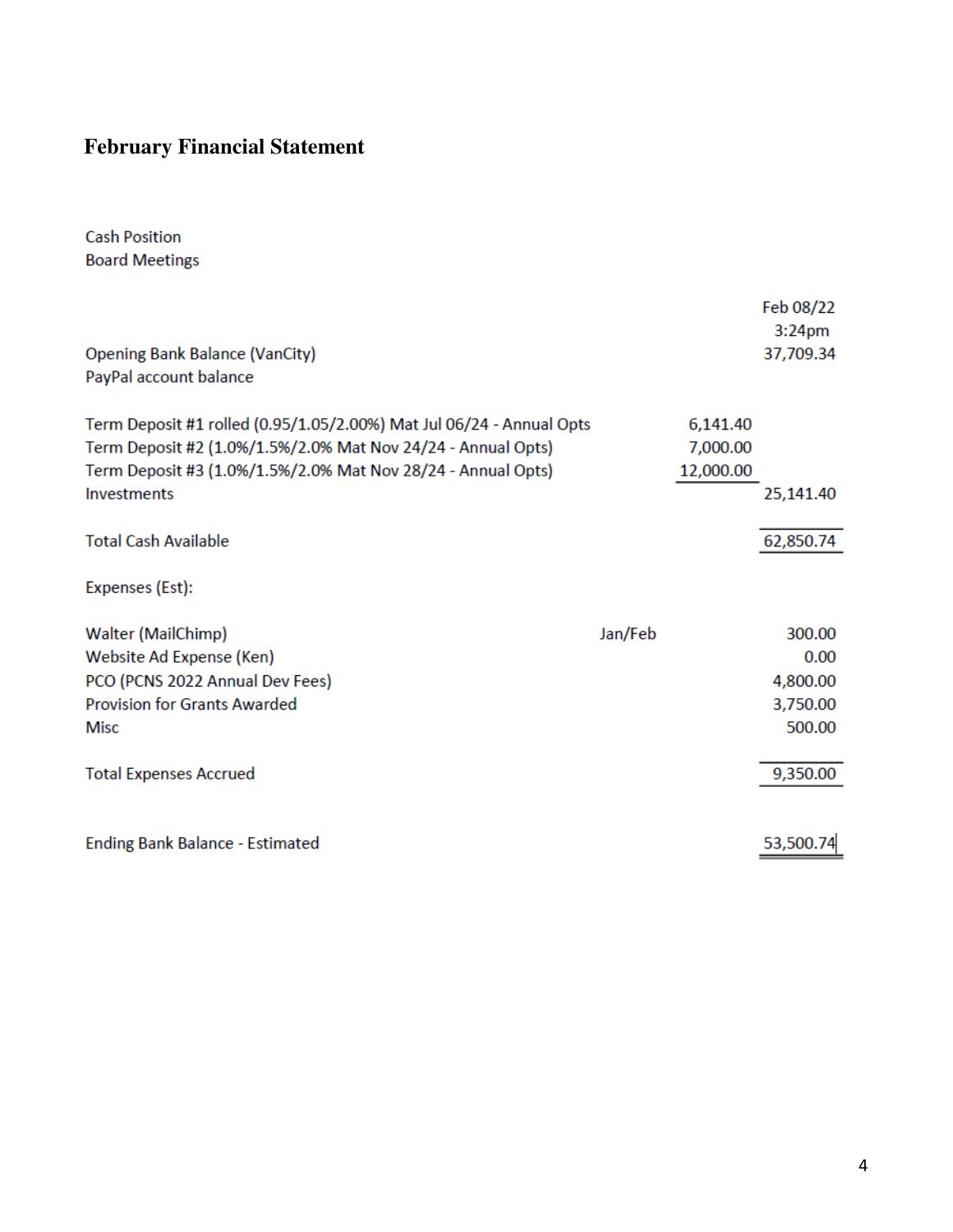## February Financial Statement

Cash Position
Board Meetings

| | | | Feb 08/22 3:24pm |
|---|---|---|---|
| Opening Bank Balance (VanCity) | | | 37,709.34 |
| PayPal account balance | | | |
| | | | |
| Term Deposit #1 rolled (0.95/1.05/2.00%) Mat Jul 06/24 - Annual Opts | | 6,141.40 | |
| Term Deposit #2 (1.0%/1.5%/2.0% Mat Nov 24/24 - Annual Opts) | | 7,000.00 | |
| Term Deposit #3 (1.0%/1.5%/2.0% Mat Nov 28/24 - Annual Opts) | | 12,000.00 | |
| Investments | | | 25,141.40 |
| | | | |
| Total Cash Available | | | 62,850.74 |
| | | | |
| Expenses (Est): | | | |
| | | | |
| Walter (MailChimp) | Jan/Feb | | 300.00 |
| Website Ad Expense (Ken) | | | 0.00 |
| PCO (PCNS 2022 Annual Dev Fees) | | | 4,800.00 |
| Provision for Grants Awarded | | | 3,750.00 |
| Misc | | | 500.00 |
| | | | |
| Total Expenses Accrued | | | 9,350.00 |
| | | | |
| Ending Bank Balance - Estimated | | | 53,500.74 |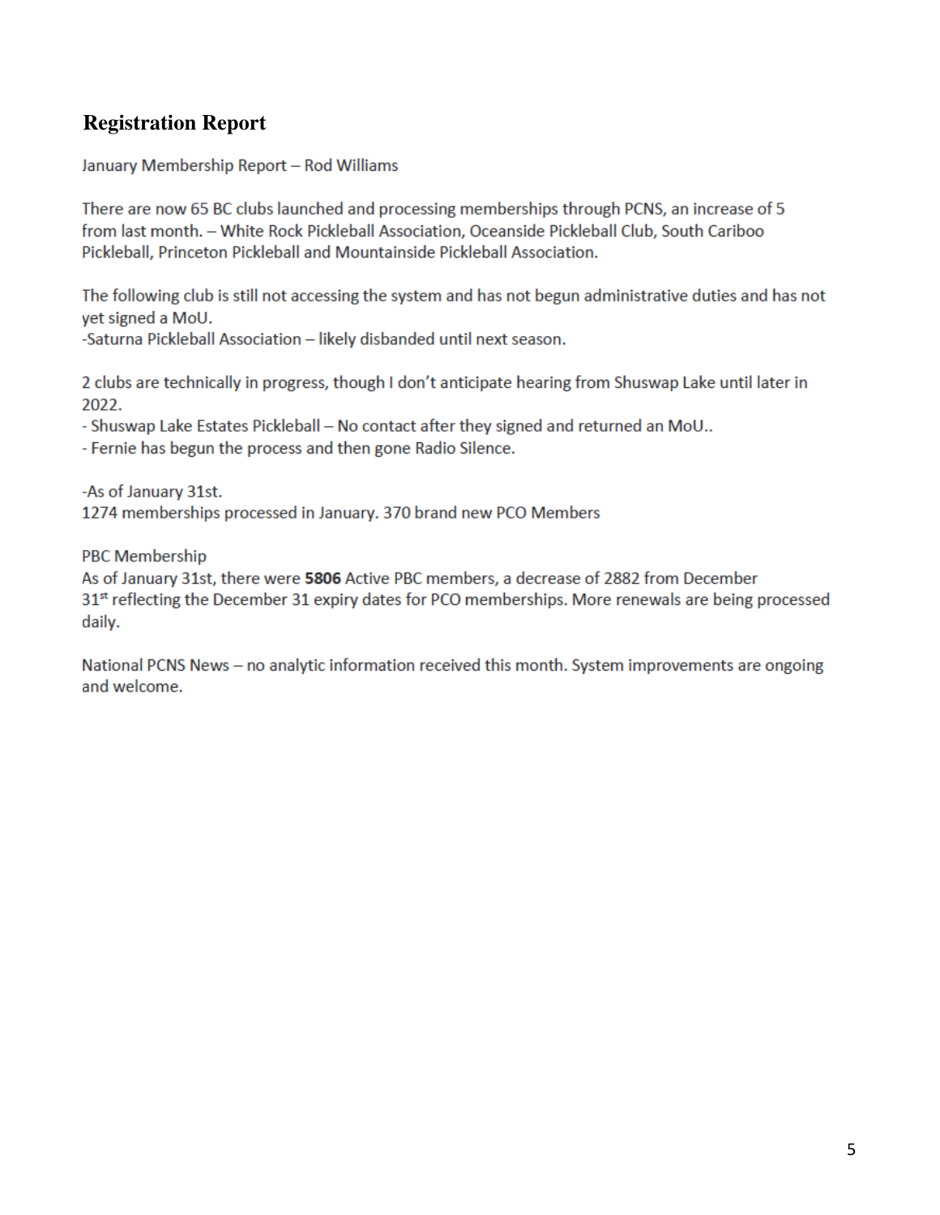## Registration Report

January Membership Report – Rod Williams

There are now 65 BC clubs launched and processing memberships through PCNS, an increase of 5 from last month. – White Rock Pickleball Association, Oceanside Pickleball Club, South Cariboo Pickleball, Princeton Pickleball and Mountainside Pickleball Association.

The following club is still not accessing the system and has not begun administrative duties and has not yet signed a MoU.
-Saturna Pickleball Association – likely disbanded until next season.

2 clubs are technically in progress, though I don't anticipate hearing from Shuswap Lake until later in 2022.
- Shuswap Lake Estates Pickleball – No contact after they signed and returned an MoU..
- Fernie has begun the process and then gone Radio Silence.

-As of January 31st.
1274 memberships processed in January. 370 brand new PCO Members

PBC Membership
As of January 31st, there were **5806** Active PBC members, a decrease of 2882 from December 31st reflecting the December 31 expiry dates for PCO memberships. More renewals are being processed daily.

National PCNS News – no analytic information received this month. System improvements are ongoing and welcome.